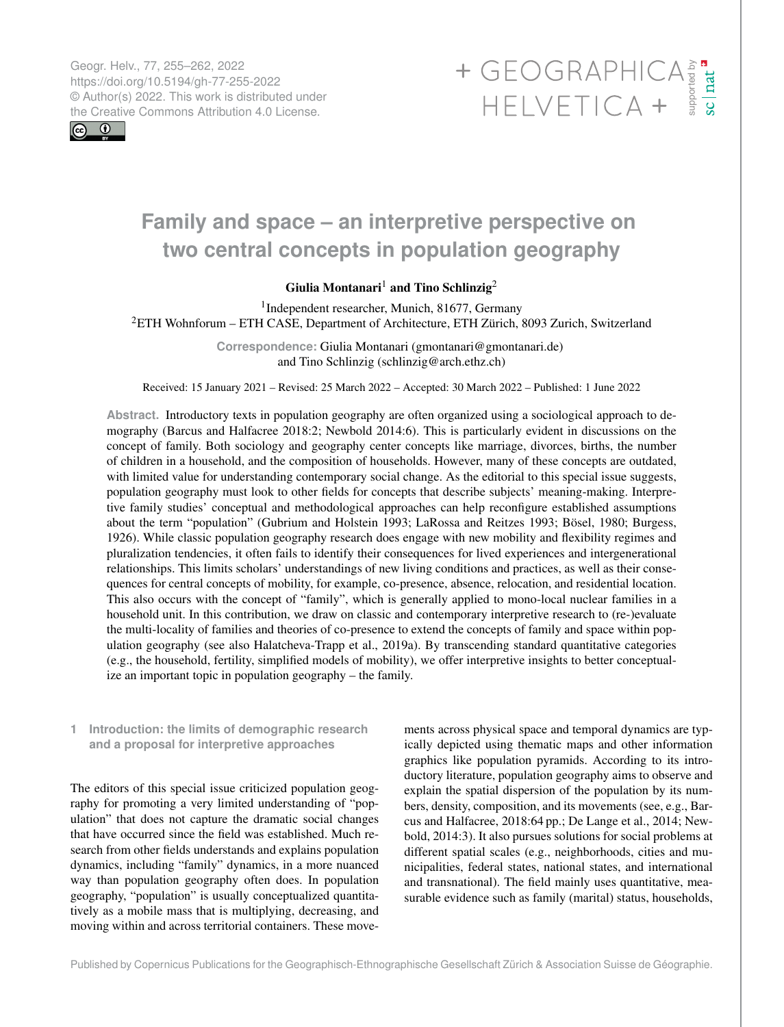# Family and space – an interpretive perspective on two central concepts in population geography

**Giulia Montanari**[1] **and Tino Schlinzig**[2]

[1]Independent researcher, Munich, 81677, Germany
[2]ETH Wohnforum – ETH CASE, Department of Architecture, ETH Zürich, 8093 Zurich, Switzerland

**Correspondence:** Giulia Montanari (gmontanari@gmontanari.de) and Tino Schlinzig (schlinzig@arch.ethz.ch)

Received: 15 January 2021 – Revised: 25 March 2022 – Accepted: 30 March 2022 – Published: 1 June 2022

**Abstract.** Introductory texts in population geography are often organized using a sociological approach to demography (Barcus and Halfacree 2018:2; Newbold 2014:6). This is particularly evident in discussions on the concept of family. Both sociology and geography center concepts like marriage, divorces, births, the number of children in a household, and the composition of households. However, many of these concepts are outdated, with limited value for understanding contemporary social change. As the editorial to this special issue suggests, population geography must look to other fields for concepts that describe subjects' meaning-making. Interpretive family studies' conceptual and methodological approaches can help reconfigure established assumptions about the term "population" (Gubrium and Holstein 1993; LaRossa and Reitzes 1993; Bösel, 1980; Burgess, 1926). While classic population geography research does engage with new mobility and flexibility regimes and pluralization tendencies, it often fails to identify their consequences for lived experiences and intergenerational relationships. This limits scholars' understandings of new living conditions and practices, as well as their consequences for central concepts of mobility, for example, co-presence, absence, relocation, and residential location. This also occurs with the concept of "family", which is generally applied to mono-local nuclear families in a household unit. In this contribution, we draw on classic and contemporary interpretive research to (re-)evaluate the multi-locality of families and theories of co-presence to extend the concepts of family and space within population geography (see also Halatcheva-Trapp et al., 2019a). By transcending standard quantitative categories (e.g., the household, fertility, simplified models of mobility), we offer interpretive insights to better conceptualize an important topic in population geography – the family.

## 1 Introduction: the limits of demographic research and a proposal for interpretive approaches

The editors of this special issue criticized population geography for promoting a very limited understanding of "population" that does not capture the dramatic social changes that have occurred since the field was established. Much research from other fields understands and explains population dynamics, including "family" dynamics, in a more nuanced way than population geography often does. In population geography, "population" is usually conceptualized quantitatively as a mobile mass that is multiplying, decreasing, and moving within and across territorial containers. These movements across physical space and temporal dynamics are typically depicted using thematic maps and other information graphics like population pyramids. According to its introductory literature, population geography aims to observe and explain the spatial dispersion of the population by its numbers, density, composition, and its movements (see, e.g., Barcus and Halfacree, 2018:64 pp.; De Lange et al., 2014; Newbold, 2014:3). It also pursues solutions for social problems at different spatial scales (e.g., neighborhoods, cities and municipalities, federal states, national states, and international and transnational). The field mainly uses quantitative, measurable evidence such as family (marital) status, households,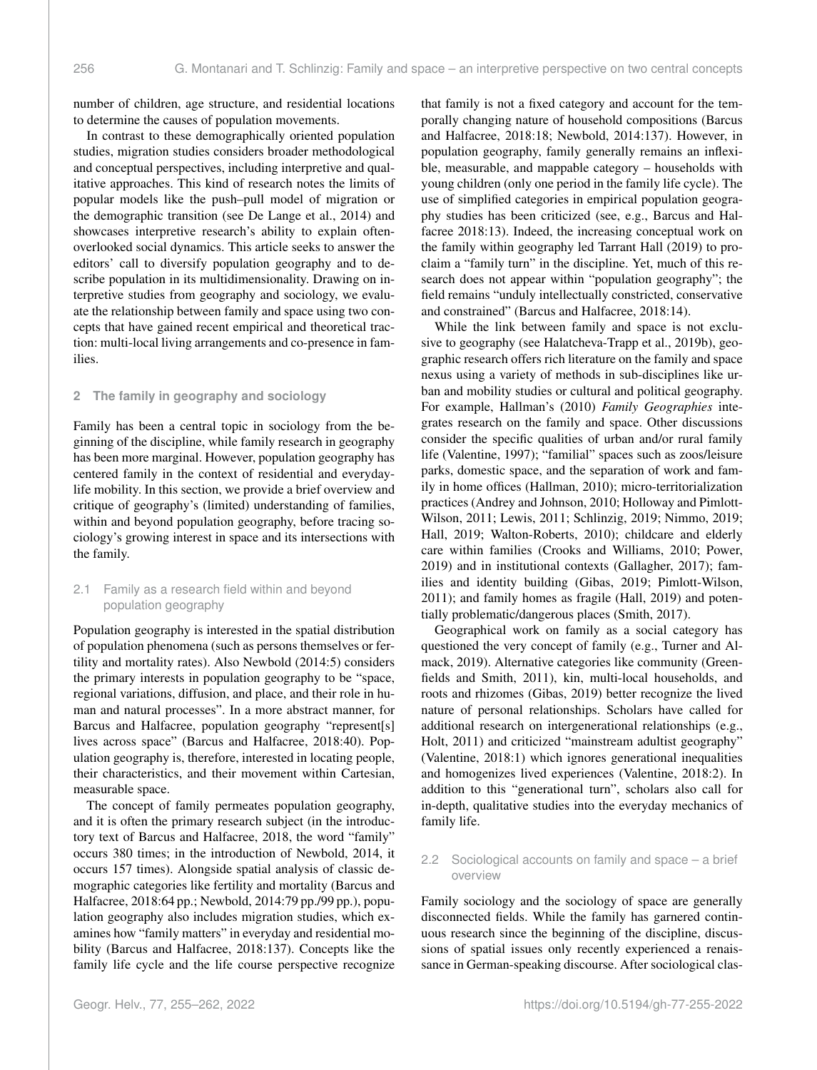number of children, age structure, and residential locations to determine the causes of population movements.

In contrast to these demographically oriented population studies, migration studies considers broader methodological and conceptual perspectives, including interpretive and qualitative approaches. This kind of research notes the limits of popular models like the push–pull model of migration or the demographic transition (see De Lange et al., 2014) and showcases interpretive research's ability to explain often-overlooked social dynamics. This article seeks to answer the editors' call to diversify population geography and to describe population in its multidimensionality. Drawing on interpretive studies from geography and sociology, we evaluate the relationship between family and space using two concepts that have gained recent empirical and theoretical traction: multi-local living arrangements and co-presence in families.

## 2 The family in geography and sociology

Family has been a central topic in sociology from the beginning of the discipline, while family research in geography has been more marginal. However, population geography has centered family in the context of residential and everyday-life mobility. In this section, we provide a brief overview and critique of geography's (limited) understanding of families, within and beyond population geography, before tracing sociology's growing interest in space and its intersections with the family.

### 2.1 Family as a research field within and beyond population geography

Population geography is interested in the spatial distribution of population phenomena (such as persons themselves or fertility and mortality rates). Also Newbold (2014:5) considers the primary interests in population geography to be "space, regional variations, diffusion, and place, and their role in human and natural processes". In a more abstract manner, for Barcus and Halfacree, population geography "represent[s] lives across space" (Barcus and Halfacree, 2018:40). Population geography is, therefore, interested in locating people, their characteristics, and their movement within Cartesian, measurable space.

The concept of family permeates population geography, and it is often the primary research subject (in the introductory text of Barcus and Halfacree, 2018, the word "family" occurs 380 times; in the introduction of Newbold, 2014, it occurs 157 times). Alongside spatial analysis of classic demographic categories like fertility and mortality (Barcus and Halfacree, 2018:64 pp.; Newbold, 2014:79 pp./99 pp.), population geography also includes migration studies, which examines how "family matters" in everyday and residential mobility (Barcus and Halfacree, 2018:137). Concepts like the family life cycle and the life course perspective recognize that family is not a fixed category and account for the temporally changing nature of household compositions (Barcus and Halfacree, 2018:18; Newbold, 2014:137). However, in population geography, family generally remains an inflexible, measurable, and mappable category – households with young children (only one period in the family life cycle). The use of simplified categories in empirical population geography studies has been criticized (see, e.g., Barcus and Halfacree 2018:13). Indeed, the increasing conceptual work on the family within geography led Tarrant Hall (2019) to proclaim a "family turn" in the discipline. Yet, much of this research does not appear within "population geography"; the field remains "unduly intellectually constricted, conservative and constrained" (Barcus and Halfacree, 2018:14).

While the link between family and space is not exclusive to geography (see Halatcheva-Trapp et al., 2019b), geographic research offers rich literature on the family and space nexus using a variety of methods in sub-disciplines like urban and mobility studies or cultural and political geography. For example, Hallman's (2010) *Family Geographies* integrates research on the family and space. Other discussions consider the specific qualities of urban and/or rural family life (Valentine, 1997); "familial" spaces such as zoos/leisure parks, domestic space, and the separation of work and family in home offices (Hallman, 2010); micro-territorialization practices (Andrey and Johnson, 2010; Holloway and Pimlott-Wilson, 2011; Lewis, 2011; Schlinzig, 2019; Nimmo, 2019; Hall, 2019; Walton-Roberts, 2010); childcare and elderly care within families (Crooks and Williams, 2010; Power, 2019) and in institutional contexts (Gallagher, 2017); families and identity building (Gibas, 2019; Pimlott-Wilson, 2011); and family homes as fragile (Hall, 2019) and potentially problematic/dangerous places (Smith, 2017).

Geographical work on family as a social category has questioned the very concept of family (e.g., Turner and Almack, 2019). Alternative categories like community (Greenfields and Smith, 2011), kin, multi-local households, and roots and rhizomes (Gibas, 2019) better recognize the lived nature of personal relationships. Scholars have called for additional research on intergenerational relationships (e.g., Holt, 2011) and criticized "mainstream adultist geography" (Valentine, 2018:1) which ignores generational inequalities and homogenizes lived experiences (Valentine, 2018:2). In addition to this "generational turn", scholars also call for in-depth, qualitative studies into the everyday mechanics of family life.

### 2.2 Sociological accounts on family and space – a brief overview

Family sociology and the sociology of space are generally disconnected fields. While the family has garnered continuous research since the beginning of the discipline, discussions of spatial issues only recently experienced a renaissance in German-speaking discourse. After sociological clas-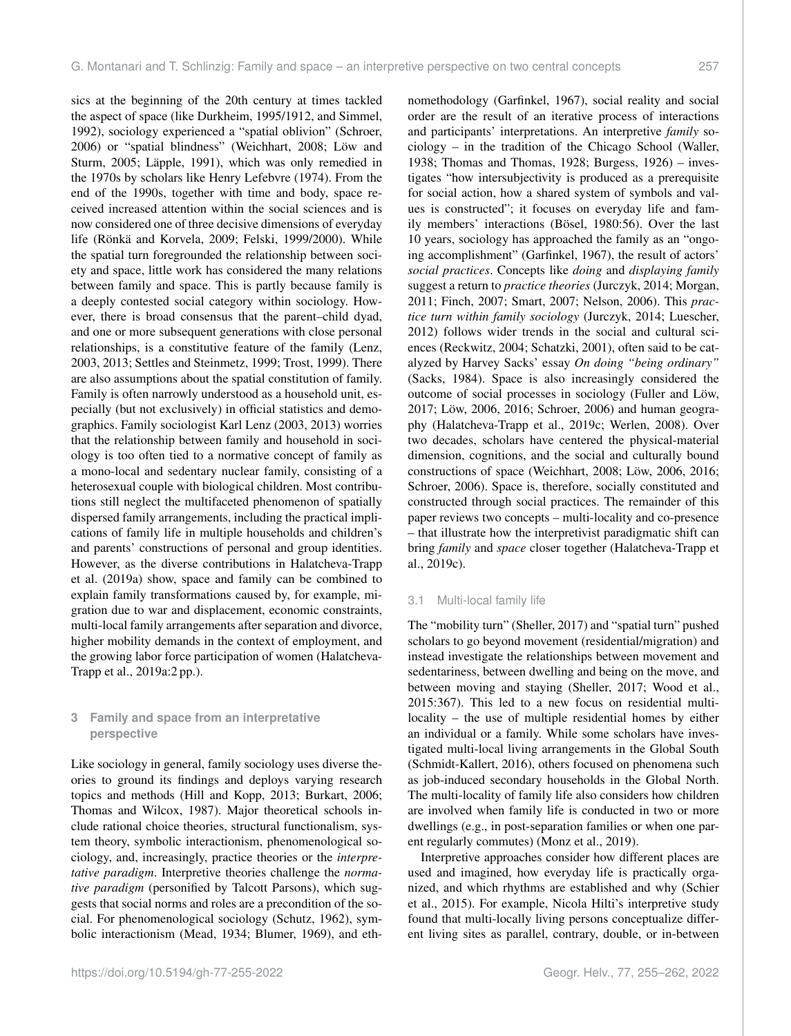sics at the beginning of the 20th century at times tackled the aspect of space (like Durkheim, 1995/1912, and Simmel, 1992), sociology experienced a "spatial oblivion" (Schroer, 2006) or "spatial blindness" (Weichhart, 2008; Löw and Sturm, 2005; Läpple, 1991), which was only remedied in the 1970s by scholars like Henry Lefebvre (1974). From the end of the 1990s, together with time and body, space received increased attention within the social sciences and is now considered one of three decisive dimensions of everyday life (Rönkä and Korvela, 2009; Felski, 1999/2000). While the spatial turn foregrounded the relationship between society and space, little work has considered the many relations between family and space. This is partly because family is a deeply contested social category within sociology. However, there is broad consensus that the parent–child dyad, and one or more subsequent generations with close personal relationships, is a constitutive feature of the family (Lenz, 2003, 2013; Settles and Steinmetz, 1999; Trost, 1999). There are also assumptions about the spatial constitution of family. Family is often narrowly understood as a household unit, especially (but not exclusively) in official statistics and demographics. Family sociologist Karl Lenz (2003, 2013) worries that the relationship between family and household in sociology is too often tied to a normative concept of family as a mono-local and sedentary nuclear family, consisting of a heterosexual couple with biological children. Most contributions still neglect the multifaceted phenomenon of spatially dispersed family arrangements, including the practical implications of family life in multiple households and children's and parents' constructions of personal and group identities. However, as the diverse contributions in Halatcheva-Trapp et al. (2019a) show, space and family can be combined to explain family transformations caused by, for example, migration due to war and displacement, economic constraints, multi-local family arrangements after separation and divorce, higher mobility demands in the context of employment, and the growing labor force participation of women (Halatcheva-Trapp et al., 2019a:2 pp.).

## 3 Family and space from an interpretative perspective

Like sociology in general, family sociology uses diverse theories to ground its findings and deploys varying research topics and methods (Hill and Kopp, 2013; Burkart, 2006; Thomas and Wilcox, 1987). Major theoretical schools include rational choice theories, structural functionalism, system theory, symbolic interactionism, phenomenological sociology, and, increasingly, practice theories or the *interpretative paradigm*. Interpretive theories challenge the *normative paradigm* (personified by Talcott Parsons), which suggests that social norms and roles are a precondition of the social. For phenomenological sociology (Schutz, 1962), symbolic interactionism (Mead, 1934; Blumer, 1969), and ethnomethodology (Garfinkel, 1967), social reality and social order are the result of an iterative process of interactions and participants' interpretations. An interpretive *family* sociology – in the tradition of the Chicago School (Waller, 1938; Thomas and Thomas, 1928; Burgess, 1926) – investigates "how intersubjectivity is produced as a prerequisite for social action, how a shared system of symbols and values is constructed"; it focuses on everyday life and family members' interactions (Bösel, 1980:56). Over the last 10 years, sociology has approached the family as an "ongoing accomplishment" (Garfinkel, 1967), the result of actors' *social practices*. Concepts like *doing* and *displaying family* suggest a return to *practice theories* (Jurczyk, 2014; Morgan, 2011; Finch, 2007; Smart, 2007; Nelson, 2006). This *practice turn within family sociology* (Jurczyk, 2014; Luescher, 2012) follows wider trends in the social and cultural sciences (Reckwitz, 2004; Schatzki, 2001), often said to be catalyzed by Harvey Sacks' essay *On doing "being ordinary"* (Sacks, 1984). Space is also increasingly considered the outcome of social processes in sociology (Fuller and Löw, 2017; Löw, 2006, 2016; Schroer, 2006) and human geography (Halatcheva-Trapp et al., 2019c; Werlen, 2008). Over two decades, scholars have centered the physical-material dimension, cognitions, and the social and culturally bound constructions of space (Weichhart, 2008; Löw, 2006, 2016; Schroer, 2006). Space is, therefore, socially constituted and constructed through social practices. The remainder of this paper reviews two concepts – multi-locality and co-presence – that illustrate how the interpretivist paradigmatic shift can bring *family* and *space* closer together (Halatcheva-Trapp et al., 2019c).

### 3.1 Multi-local family life

The "mobility turn" (Sheller, 2017) and "spatial turn" pushed scholars to go beyond movement (residential/migration) and instead investigate the relationships between movement and sedentariness, between dwelling and being on the move, and between moving and staying (Sheller, 2017; Wood et al., 2015:367). This led to a new focus on residential multi-locality – the use of multiple residential homes by either an individual or a family. While some scholars have investigated multi-local living arrangements in the Global South (Schmidt-Kallert, 2016), others focused on phenomena such as job-induced secondary households in the Global North. The multi-locality of family life also considers how children are involved when family life is conducted in two or more dwellings (e.g., in post-separation families or when one parent regularly commutes) (Monz et al., 2019).

Interpretive approaches consider how different places are used and imagined, how everyday life is practically organized, and which rhythms are established and why (Schier et al., 2015). For example, Nicola Hilti's interpretive study found that multi-locally living persons conceptualize different living sites as parallel, contrary, double, or in-between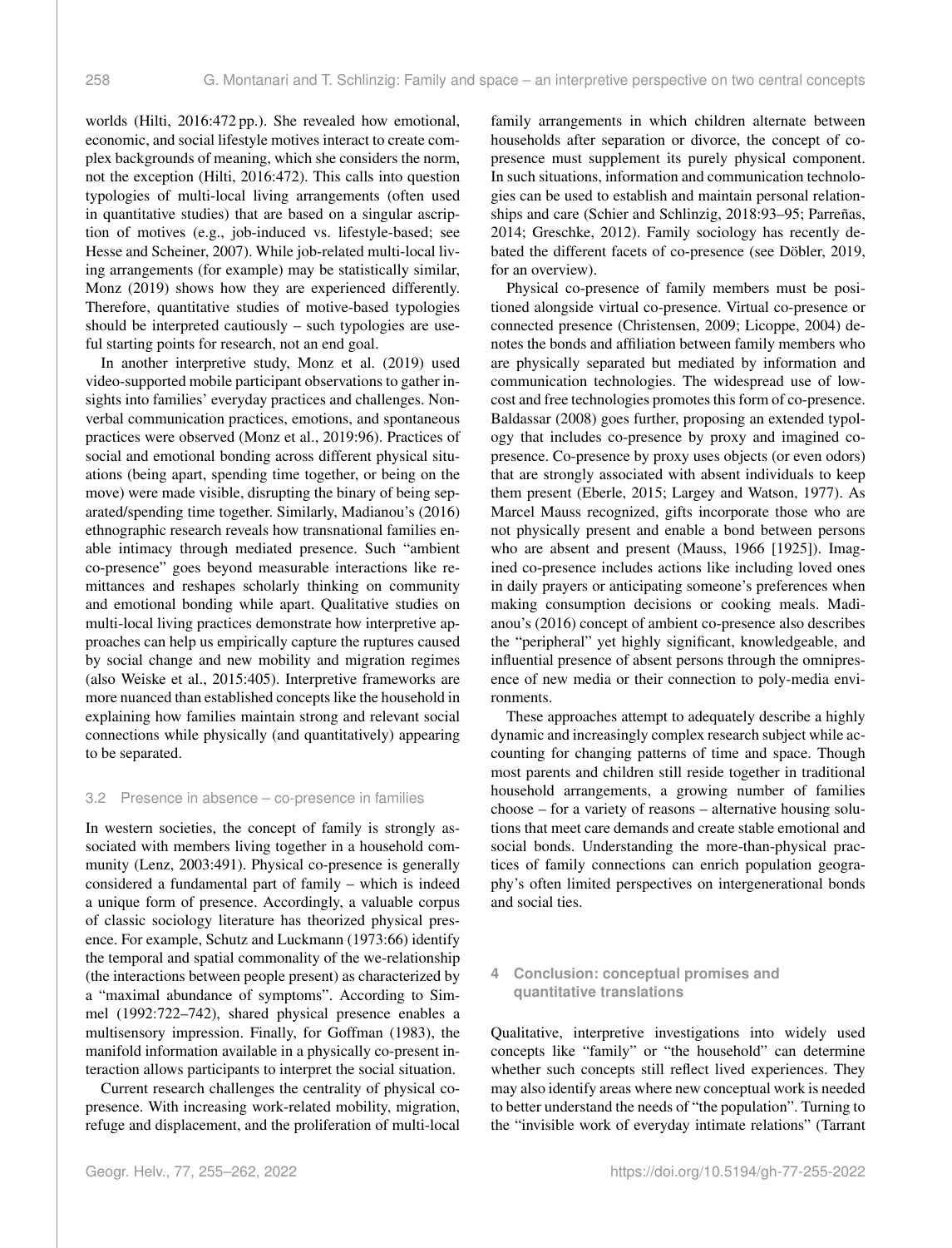worlds (Hilti, 2016:472 pp.). She revealed how emotional, economic, and social lifestyle motives interact to create complex backgrounds of meaning, which she considers the norm, not the exception (Hilti, 2016:472). This calls into question typologies of multi-local living arrangements (often used in quantitative studies) that are based on a singular ascription of motives (e.g., job-induced vs. lifestyle-based; see Hesse and Scheiner, 2007). While job-related multi-local living arrangements (for example) may be statistically similar, Monz (2019) shows how they are experienced differently. Therefore, quantitative studies of motive-based typologies should be interpreted cautiously – such typologies are useful starting points for research, not an end goal.

In another interpretive study, Monz et al. (2019) used video-supported mobile participant observations to gather insights into families' everyday practices and challenges. Nonverbal communication practices, emotions, and spontaneous practices were observed (Monz et al., 2019:96). Practices of social and emotional bonding across different physical situations (being apart, spending time together, or being on the move) were made visible, disrupting the binary of being separated/spending time together. Similarly, Madianou's (2016) ethnographic research reveals how transnational families enable intimacy through mediated presence. Such "ambient co-presence" goes beyond measurable interactions like remittances and reshapes scholarly thinking on community and emotional bonding while apart. Qualitative studies on multi-local living practices demonstrate how interpretive approaches can help us empirically capture the ruptures caused by social change and new mobility and migration regimes (also Weiske et al., 2015:405). Interpretive frameworks are more nuanced than established concepts like the household in explaining how families maintain strong and relevant social connections while physically (and quantitatively) appearing to be separated.

### 3.2 Presence in absence – co-presence in families

In western societies, the concept of family is strongly associated with members living together in a household community (Lenz, 2003:491). Physical co-presence is generally considered a fundamental part of family – which is indeed a unique form of presence. Accordingly, a valuable corpus of classic sociology literature has theorized physical presence. For example, Schutz and Luckmann (1973:66) identify the temporal and spatial commonality of the we-relationship (the interactions between people present) as characterized by a "maximal abundance of symptoms". According to Simmel (1992:722–742), shared physical presence enables a multisensory impression. Finally, for Goffman (1983), the manifold information available in a physically co-present interaction allows participants to interpret the social situation.

Current research challenges the centrality of physical co-presence. With increasing work-related mobility, migration, refuge and displacement, and the proliferation of multi-local family arrangements in which children alternate between households after separation or divorce, the concept of co-presence must supplement its purely physical component. In such situations, information and communication technologies can be used to establish and maintain personal relationships and care (Schier and Schlinzig, 2018:93–95; Parreñas, 2014; Greschke, 2012). Family sociology has recently debated the different facets of co-presence (see Döbler, 2019, for an overview).

Physical co-presence of family members must be positioned alongside virtual co-presence. Virtual co-presence or connected presence (Christensen, 2009; Licoppe, 2004) denotes the bonds and affiliation between family members who are physically separated but mediated by information and communication technologies. The widespread use of low-cost and free technologies promotes this form of co-presence. Baldassar (2008) goes further, proposing an extended typology that includes co-presence by proxy and imagined co-presence. Co-presence by proxy uses objects (or even odors) that are strongly associated with absent individuals to keep them present (Eberle, 2015; Largey and Watson, 1977). As Marcel Mauss recognized, gifts incorporate those who are not physically present and enable a bond between persons who are absent and present (Mauss, 1966 [1925]). Imagined co-presence includes actions like including loved ones in daily prayers or anticipating someone's preferences when making consumption decisions or cooking meals. Madianou's (2016) concept of ambient co-presence also describes the "peripheral" yet highly significant, knowledgeable, and influential presence of absent persons through the omnipresence of new media or their connection to poly-media environments.

These approaches attempt to adequately describe a highly dynamic and increasingly complex research subject while accounting for changing patterns of time and space. Though most parents and children still reside together in traditional household arrangements, a growing number of families choose – for a variety of reasons – alternative housing solutions that meet care demands and create stable emotional and social bonds. Understanding the more-than-physical practices of family connections can enrich population geography's often limited perspectives on intergenerational bonds and social ties.

## 4 Conclusion: conceptual promises and quantitative translations

Qualitative, interpretive investigations into widely used concepts like "family" or "the household" can determine whether such concepts still reflect lived experiences. They may also identify areas where new conceptual work is needed to better understand the needs of "the population". Turning to the "invisible work of everyday intimate relations" (Tarrant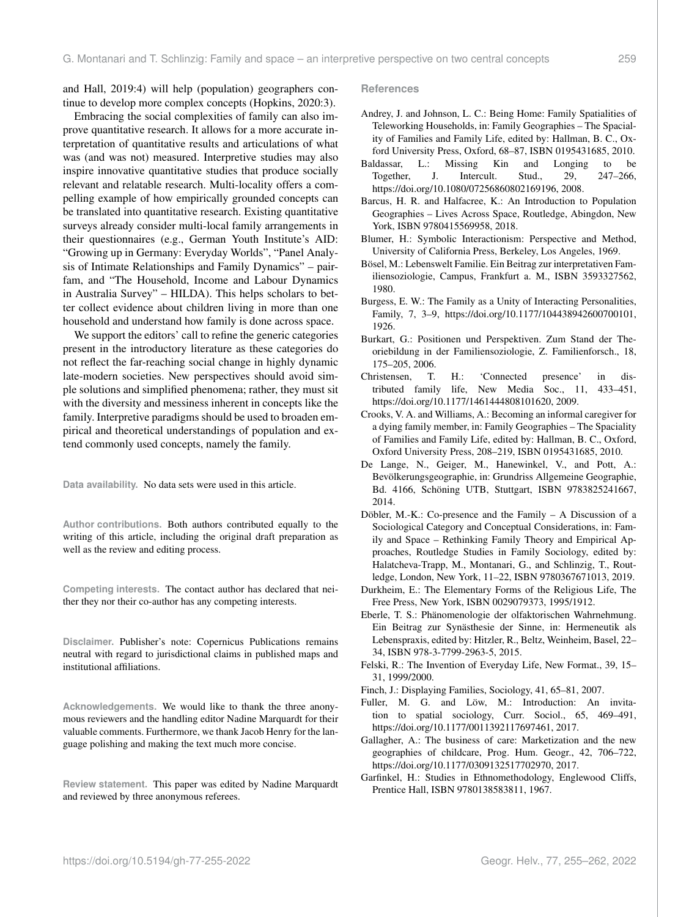and Hall, 2019:4) will help (population) geographers continue to develop more complex concepts (Hopkins, 2020:3).

Embracing the social complexities of family can also improve quantitative research. It allows for a more accurate interpretation of quantitative results and articulations of what was (and was not) measured. Interpretive studies may also inspire innovative quantitative studies that produce socially relevant and relatable research. Multi-locality offers a compelling example of how empirically grounded concepts can be translated into quantitative research. Existing quantitative surveys already consider multi-local family arrangements in their questionnaires (e.g., German Youth Institute's AID: "Growing up in Germany: Everyday Worlds", "Panel Analysis of Intimate Relationships and Family Dynamics" – pairfam, and "The Household, Income and Labour Dynamics in Australia Survey" – HILDA). This helps scholars to better collect evidence about children living in more than one household and understand how family is done across space.

We support the editors' call to refine the generic categories present in the introductory literature as these categories do not reflect the far-reaching social change in highly dynamic late-modern societies. New perspectives should avoid simple solutions and simplified phenomena; rather, they must sit with the diversity and messiness inherent in concepts like the family. Interpretive paradigms should be used to broaden empirical and theoretical understandings of population and extend commonly used concepts, namely the family.

**Data availability.** No data sets were used in this article.

**Author contributions.** Both authors contributed equally to the writing of this article, including the original draft preparation as well as the review and editing process.

**Competing interests.** The contact author has declared that neither they nor their co-author has any competing interests.

**Disclaimer.** Publisher's note: Copernicus Publications remains neutral with regard to jurisdictional claims in published maps and institutional affiliations.

**Acknowledgements.** We would like to thank the three anonymous reviewers and the handling editor Nadine Marquardt for their valuable comments. Furthermore, we thank Jacob Henry for the language polishing and making the text much more concise.

**Review statement.** This paper was edited by Nadine Marquardt and reviewed by three anonymous referees.

## References

Andrey, J. and Johnson, L. C.: Being Home: Family Spatialities of Teleworking Households, in: Family Geographies – The Spaciality of Families and Family Life, edited by: Hallman, B. C., Oxford University Press, Oxford, 68–87, ISBN 0195431685, 2010.

Baldassar, L.: Missing Kin and Longing to be Together, J. Intercult. Stud., 29, 247–266, https://doi.org/10.1080/07256860802169196, 2008.

Barcus, H. R. and Halfacree, K.: An Introduction to Population Geographies – Lives Across Space, Routledge, Abingdon, New York, ISBN 9780415569958, 2018.

Blumer, H.: Symbolic Interactionism: Perspective and Method, University of California Press, Berkeley, Los Angeles, 1969.

Bösel, M.: Lebenswelt Familie. Ein Beitrag zur interpretativen Familiensoziologie, Campus, Frankfurt a. M., ISBN 3593327562, 1980.

Burgess, E. W.: The Family as a Unity of Interacting Personalities, Family, 7, 3–9, https://doi.org/10.1177/104438942600700101, 1926.

Burkart, G.: Positionen und Perspektiven. Zum Stand der Theoriebildung in der Familiensoziologie, Z. Familienforsch., 18, 175–205, 2006.

Christensen, T. H.: 'Connected presence' in distributed family life, New Media Soc., 11, 433–451, https://doi.org/10.1177/1461444808101620, 2009.

Crooks, V. A. and Williams, A.: Becoming an informal caregiver for a dying family member, in: Family Geographies – The Spaciality of Families and Family Life, edited by: Hallman, B. C., Oxford, Oxford University Press, 208–219, ISBN 0195431685, 2010.

De Lange, N., Geiger, M., Hanewinkel, V., and Pott, A.: Bevölkerungsgeographie, in: Grundriss Allgemeine Geographie, Bd. 4166, Schöning UTB, Stuttgart, ISBN 9783825241667, 2014.

Döbler, M.-K.: Co-presence and the Family – A Discussion of a Sociological Category and Conceptual Considerations, in: Family and Space – Rethinking Family Theory and Empirical Approaches, Routledge Studies in Family Sociology, edited by: Halatcheva-Trapp, M., Montanari, G., and Schlinzig, T., Routledge, London, New York, 11–22, ISBN 9780367671013, 2019.

Durkheim, E.: The Elementary Forms of the Religious Life, The Free Press, New York, ISBN 0029079373, 1995/1912.

Eberle, T. S.: Phänomenologie der olfaktorischen Wahrnehmung. Ein Beitrag zur Synästhesie der Sinne, in: Hermeneutik als Lebenspraxis, edited by: Hitzler, R., Beltz, Weinheim, Basel, 22–34, ISBN 978-3-7799-2963-5, 2015.

Felski, R.: The Invention of Everyday Life, New Format., 39, 15–31, 1999/2000.

Finch, J.: Displaying Families, Sociology, 41, 65–81, 2007.

Fuller, M. G. and Löw, M.: Introduction: An invitation to spatial sociology, Curr. Sociol., 65, 469–491, https://doi.org/10.1177/0011392117697461, 2017.

Gallagher, A.: The business of care: Marketization and the new geographies of childcare, Prog. Hum. Geogr., 42, 706–722, https://doi.org/10.1177/0309132517702970, 2017.

Garfinkel, H.: Studies in Ethnomethodology, Englewood Cliffs, Prentice Hall, ISBN 9780138583811, 1967.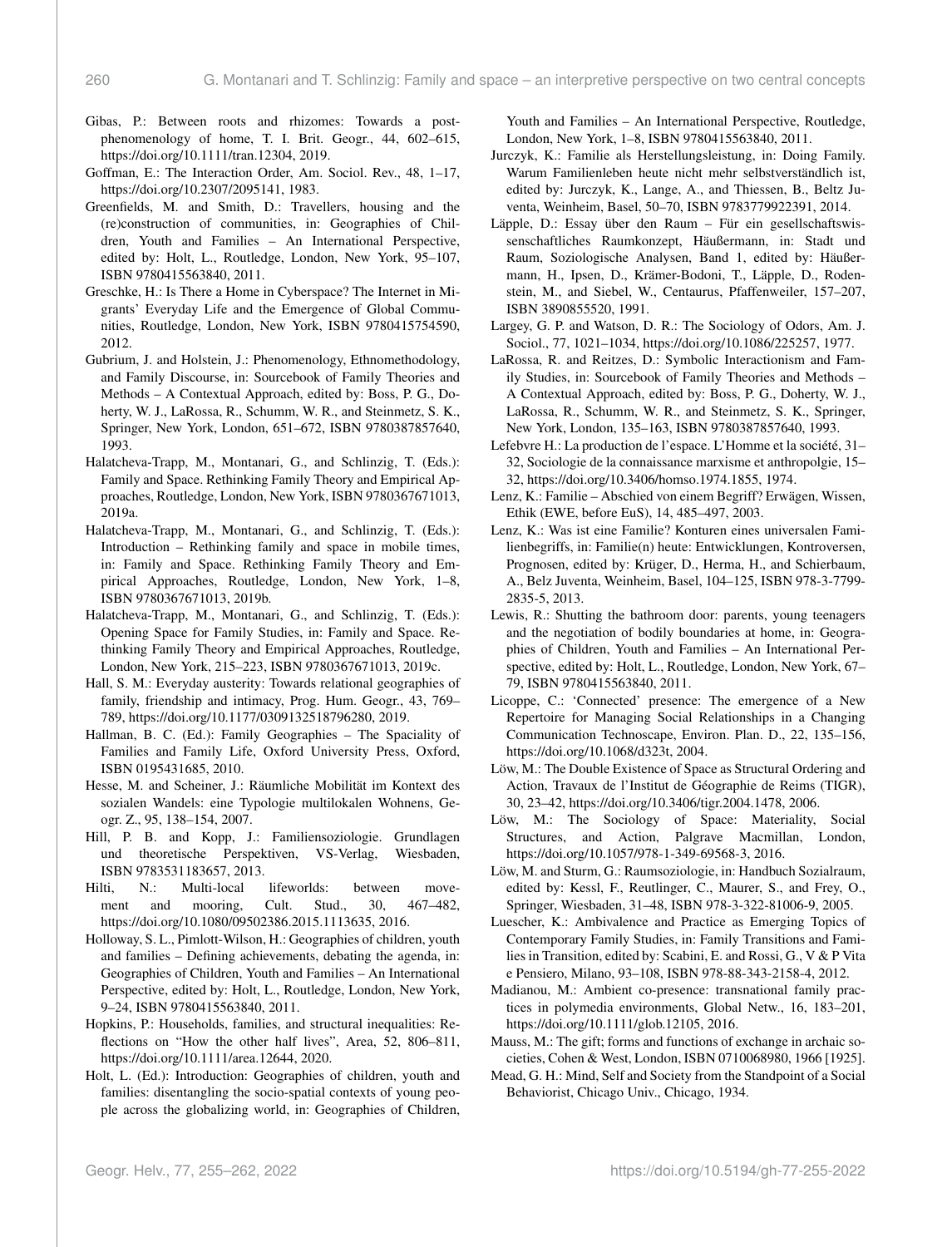Gibas, P.: Between roots and rhizomes: Towards a post-phenomenology of home, T. I. Brit. Geogr., 44, 602–615, https://doi.org/10.1111/tran.12304, 2019.

Goffman, E.: The Interaction Order, Am. Sociol. Rev., 48, 1–17, https://doi.org/10.2307/2095141, 1983.

Greenfields, M. and Smith, D.: Travellers, housing and the (re)construction of communities, in: Geographies of Children, Youth and Families – An International Perspective, edited by: Holt, L., Routledge, London, New York, 95–107, ISBN 9780415563840, 2011.

Greschke, H.: Is There a Home in Cyberspace? The Internet in Migrants' Everyday Life and the Emergence of Global Communities, Routledge, London, New York, ISBN 9780415754590, 2012.

Gubrium, J. and Holstein, J.: Phenomenology, Ethnomethodology, and Family Discourse, in: Sourcebook of Family Theories and Methods – A Contextual Approach, edited by: Boss, P. G., Doherty, W. J., LaRossa, R., Schumm, W. R., and Steinmetz, S. K., Springer, New York, London, 651–672, ISBN 9780387857640, 1993.

Halatcheva-Trapp, M., Montanari, G., and Schlinzig, T. (Eds.): Family and Space. Rethinking Family Theory and Empirical Approaches, Routledge, London, New York, ISBN 9780367671013, 2019a.

Halatcheva-Trapp, M., Montanari, G., and Schlinzig, T. (Eds.): Introduction – Rethinking family and space in mobile times, in: Family and Space. Rethinking Family Theory and Empirical Approaches, Routledge, London, New York, 1–8, ISBN 9780367671013, 2019b.

Halatcheva-Trapp, M., Montanari, G., and Schlinzig, T. (Eds.): Opening Space for Family Studies, in: Family and Space. Rethinking Family Theory and Empirical Approaches, Routledge, London, New York, 215–223, ISBN 9780367671013, 2019c.

Hall, S. M.: Everyday austerity: Towards relational geographies of family, friendship and intimacy, Prog. Hum. Geogr., 43, 769–789, https://doi.org/10.1177/0309132518796280, 2019.

Hallman, B. C. (Ed.): Family Geographies – The Spaciality of Families and Family Life, Oxford University Press, Oxford, ISBN 0195431685, 2010.

Hesse, M. and Scheiner, J.: Räumliche Mobilität im Kontext des sozialen Wandels: eine Typologie multilokalen Wohnens, Geogr. Z., 95, 138–154, 2007.

Hill, P. B. and Kopp, J.: Familiensoziologie. Grundlagen und theoretische Perspektiven, VS-Verlag, Wiesbaden, ISBN 9783531183657, 2013.

Hilti, N.: Multi-local lifeworlds: between movement and mooring, Cult. Stud., 30, 467–482, https://doi.org/10.1080/09502386.2015.1113635, 2016.

Holloway, S. L., Pimlott-Wilson, H.: Geographies of children, youth and families – Defining achievements, debating the agenda, in: Geographies of Children, Youth and Families – An International Perspective, edited by: Holt, L., Routledge, London, New York, 9–24, ISBN 9780415563840, 2011.

Hopkins, P.: Households, families, and structural inequalities: Reflections on "How the other half lives", Area, 52, 806–811, https://doi.org/10.1111/area.12644, 2020.

Holt, L. (Ed.): Introduction: Geographies of children, youth and families: disentangling the socio-spatial contexts of young people across the globalizing world, in: Geographies of Children, Youth and Families – An International Perspective, Routledge, London, New York, 1–8, ISBN 9780415563840, 2011.

Jurczyk, K.: Familie als Herstellungsleistung, in: Doing Family. Warum Familienleben heute nicht mehr selbstverständlich ist, edited by: Jurczyk, K., Lange, A., and Thiessen, B., Beltz Juventa, Weinheim, Basel, 50–70, ISBN 9783779922391, 2014.

Läpple, D.: Essay über den Raum – Für ein gesellschaftswissenschaftliches Raumkonzept, Häußermann, in: Stadt und Raum, Soziologische Analysen, Band 1, edited by: Häußermann, H., Ipsen, D., Krämer-Bodoni, T., Läpple, D., Rodenstein, M., and Siebel, W., Centaurus, Pfaffenweiler, 157–207, ISBN 3890855520, 1991.

Largey, G. P. and Watson, D. R.: The Sociology of Odors, Am. J. Sociol., 77, 1021–1034, https://doi.org/10.1086/225257, 1977.

LaRossa, R. and Reitzes, D.: Symbolic Interactionism and Family Studies, in: Sourcebook of Family Theories and Methods – A Contextual Approach, edited by: Boss, P. G., Doherty, W. J., LaRossa, R., Schumm, W. R., and Steinmetz, S. K., Springer, New York, London, 135–163, ISBN 9780387857640, 1993.

Lefebvre H.: La production de l'espace. L'Homme et la société, 31–32, Sociologie de la connaissance marxisme et anthropolgie, 15–32, https://doi.org/10.3406/homso.1974.1855, 1974.

Lenz, K.: Familie – Abschied von einem Begriff? Erwägen, Wissen, Ethik (EWE, before EuS), 14, 485–497, 2003.

Lenz, K.: Was ist eine Familie? Konturen eines universalen Familienbegriffs, in: Familie(n) heute: Entwicklungen, Kontroversen, Prognosen, edited by: Krüger, D., Herma, H., and Schierbaum, A., Belz Juventa, Weinheim, Basel, 104–125, ISBN 978-3-7799-2835-5, 2013.

Lewis, R.: Shutting the bathroom door: parents, young teenagers and the negotiation of bodily boundaries at home, in: Geographies of Children, Youth and Families – An International Perspective, edited by: Holt, L., Routledge, London, New York, 67–79, ISBN 9780415563840, 2011.

Licoppe, C.: 'Connected' presence: The emergence of a New Repertoire for Managing Social Relationships in a Changing Communication Technoscape, Environ. Plan. D., 22, 135–156, https://doi.org/10.1068/d323t, 2004.

Löw, M.: The Double Existence of Space as Structural Ordering and Action, Travaux de l'Institut de Géographie de Reims (TIGR), 30, 23–42, https://doi.org/10.3406/tigr.2004.1478, 2006.

Löw, M.: The Sociology of Space: Materiality, Social Structures, and Action, Palgrave Macmillan, London, https://doi.org/10.1057/978-1-349-69568-3, 2016.

Löw, M. and Sturm, G.: Raumsoziologie, in: Handbuch Sozialraum, edited by: Kessl, F., Reutlinger, C., Maurer, S., and Frey, O., Springer, Wiesbaden, 31–48, ISBN 978-3-322-81006-9, 2005.

Luescher, K.: Ambivalence and Practice as Emerging Topics of Contemporary Family Studies, in: Family Transitions and Families in Transition, edited by: Scabini, E. and Rossi, G., V & P Vita e Pensiero, Milano, 93–108, ISBN 978-88-343-2158-4, 2012.

Madianou, M.: Ambient co-presence: transnational family practices in polymedia environments, Global Netw., 16, 183–201, https://doi.org/10.1111/glob.12105, 2016.

Mauss, M.: The gift; forms and functions of exchange in archaic societies, Cohen & West, London, ISBN 0710068980, 1966 [1925].

Mead, G. H.: Mind, Self and Society from the Standpoint of a Social Behaviorist, Chicago Univ., Chicago, 1934.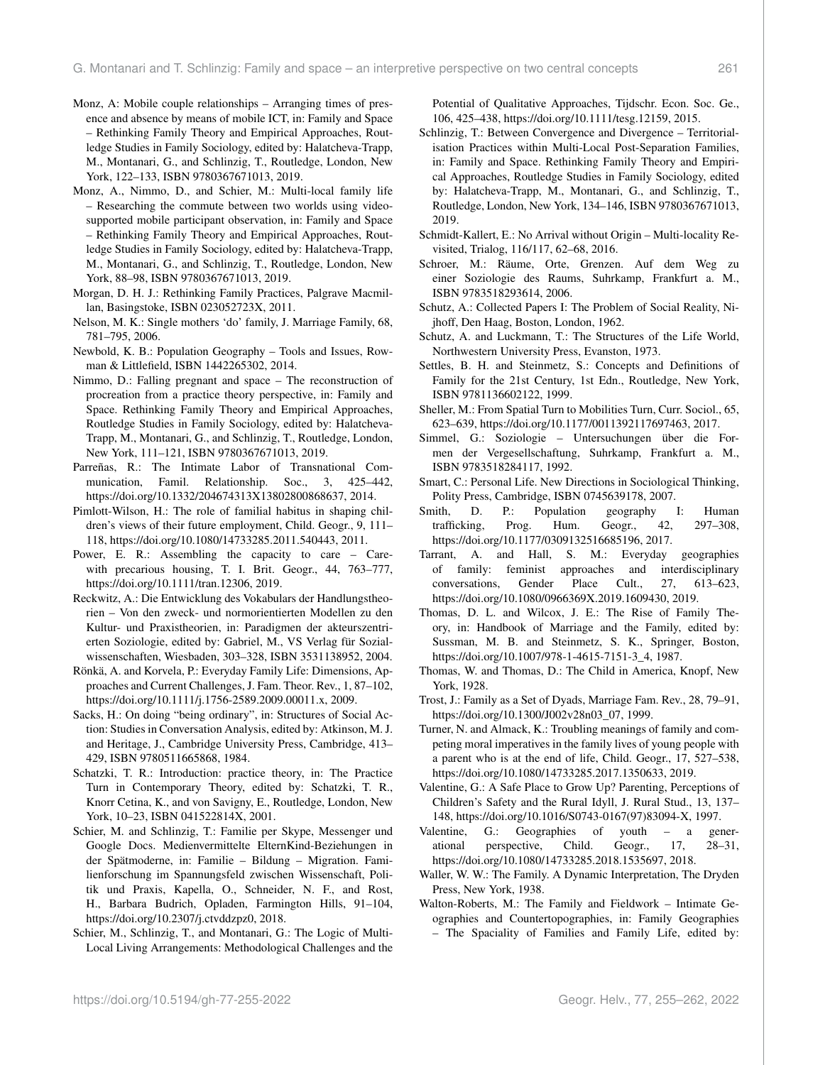Monz, A: Mobile couple relationships – Arranging times of presence and absence by means of mobile ICT, in: Family and Space – Rethinking Family Theory and Empirical Approaches, Routledge Studies in Family Sociology, edited by: Halatcheva-Trapp, M., Montanari, G., and Schlinzig, T., Routledge, London, New York, 122–133, ISBN 9780367671013, 2019.

Monz, A., Nimmo, D., and Schier, M.: Multi-local family life – Researching the commute between two worlds using video-supported mobile participant observation, in: Family and Space – Rethinking Family Theory and Empirical Approaches, Routledge Studies in Family Sociology, edited by: Halatcheva-Trapp, M., Montanari, G., and Schlinzig, T., Routledge, London, New York, 88–98, ISBN 9780367671013, 2019.

Morgan, D. H. J.: Rethinking Family Practices, Palgrave Macmillan, Basingstoke, ISBN 023052723X, 2011.

Nelson, M. K.: Single mothers 'do' family, J. Marriage Family, 68, 781–795, 2006.

Newbold, K. B.: Population Geography – Tools and Issues, Rowman & Littlefield, ISBN 1442265302, 2014.

Nimmo, D.: Falling pregnant and space – The reconstruction of procreation from a practice theory perspective, in: Family and Space. Rethinking Family Theory and Empirical Approaches, Routledge Studies in Family Sociology, edited by: Halatcheva-Trapp, M., Montanari, G., and Schlinzig, T., Routledge, London, New York, 111–121, ISBN 9780367671013, 2019.

Parreñas, R.: The Intimate Labor of Transnational Communication, Famil. Relationship. Soc., 3, 425–442, https://doi.org/10.1332/204674313X13802800868637, 2014.

Pimlott-Wilson, H.: The role of familial habitus in shaping children's views of their future employment, Child. Geogr., 9, 111–118, https://doi.org/10.1080/14733285.2011.540443, 2011.

Power, E. R.: Assembling the capacity to care – Care-with precarious housing, T. I. Brit. Geogr., 44, 763–777, https://doi.org/10.1111/tran.12306, 2019.

Reckwitz, A.: Die Entwicklung des Vokabulars der Handlungstheorien – Von den zweck- und normorientierten Modellen zu den Kultur- und Praxistheorien, in: Paradigmen der akteurszentrierten Soziologie, edited by: Gabriel, M., VS Verlag für Sozialwissenschaften, Wiesbaden, 303–328, ISBN 3531138952, 2004.

Rönkä, A. and Korvela, P.: Everyday Family Life: Dimensions, Approaches and Current Challenges, J. Fam. Theor. Rev., 1, 87–102, https://doi.org/10.1111/j.1756-2589.2009.00011.x, 2009.

Sacks, H.: On doing "being ordinary", in: Structures of Social Action: Studies in Conversation Analysis, edited by: Atkinson, M. J. and Heritage, J., Cambridge University Press, Cambridge, 413–429, ISBN 9780511665868, 1984.

Schatzki, T. R.: Introduction: practice theory, in: The Practice Turn in Contemporary Theory, edited by: Schatzki, T. R., Knorr Cetina, K., and von Savigny, E., Routledge, London, New York, 10–23, ISBN 041522814X, 2001.

Schier, M. and Schlinzig, T.: Familie per Skype, Messenger und Google Docs. Medienvermittelte ElternKind-Beziehungen in der Spätmoderne, in: Familie – Bildung – Migration. Familienforschung im Spannungsfeld zwischen Wissenschaft, Politik und Praxis, Kapella, O., Schneider, N. F., and Rost, H., Barbara Budrich, Opladen, Farmington Hills, 91–104, https://doi.org/10.2307/j.ctvddzpz0, 2018.

Schier, M., Schlinzig, T., and Montanari, G.: The Logic of Multi-Local Living Arrangements: Methodological Challenges and the Potential of Qualitative Approaches, Tijdschr. Econ. Soc. Ge., 106, 425–438, https://doi.org/10.1111/tesg.12159, 2015.

Schlinzig, T.: Between Convergence and Divergence – Territorialisation Practices within Multi-Local Post-Separation Families, in: Family and Space. Rethinking Family Theory and Empirical Approaches, Routledge Studies in Family Sociology, edited by: Halatcheva-Trapp, M., Montanari, G., and Schlinzig, T., Routledge, London, New York, 134–146, ISBN 9780367671013, 2019.

Schmidt-Kallert, E.: No Arrival without Origin – Multi-locality Revisited, Trialog, 116/117, 62–68, 2016.

Schroer, M.: Räume, Orte, Grenzen. Auf dem Weg zu einer Soziologie des Raums, Suhrkamp, Frankfurt a. M., ISBN 9783518293614, 2006.

Schutz, A.: Collected Papers I: The Problem of Social Reality, Nijhoff, Den Haag, Boston, London, 1962.

Schutz, A. and Luckmann, T.: The Structures of the Life World, Northwestern University Press, Evanston, 1973.

Settles, B. H. and Steinmetz, S.: Concepts and Definitions of Family for the 21st Century, 1st Edn., Routledge, New York, ISBN 9781136602122, 1999.

Sheller, M.: From Spatial Turn to Mobilities Turn, Curr. Sociol., 65, 623–639, https://doi.org/10.1177/0011392117697463, 2017.

Simmel, G.: Soziologie – Untersuchungen über die Formen der Vergesellschaftung, Suhrkamp, Frankfurt a. M., ISBN 9783518284117, 1992.

Smart, C.: Personal Life. New Directions in Sociological Thinking, Polity Press, Cambridge, ISBN 0745639178, 2007.

Smith, D. P.: Population geography I: Human trafficking, Prog. Hum. Geogr., 42, 297–308, https://doi.org/10.1177/0309132516685196, 2017.

Tarrant, A. and Hall, S. M.: Everyday geographies of family: feminist approaches and interdisciplinary conversations, Gender Place Cult., 27, 613–623, https://doi.org/10.1080/0966369X.2019.1609430, 2019.

Thomas, D. L. and Wilcox, J. E.: The Rise of Family Theory, in: Handbook of Marriage and the Family, edited by: Sussman, M. B. and Steinmetz, S. K., Springer, Boston, https://doi.org/10.1007/978-1-4615-7151-3_4, 1987.

Thomas, W. and Thomas, D.: The Child in America, Knopf, New York, 1928.

Trost, J.: Family as a Set of Dyads, Marriage Fam. Rev., 28, 79–91, https://doi.org/10.1300/J002v28n03_07, 1999.

Turner, N. and Almack, K.: Troubling meanings of family and competing moral imperatives in the family lives of young people with a parent who is at the end of life, Child. Geogr., 17, 527–538, https://doi.org/10.1080/14733285.2017.1350633, 2019.

Valentine, G.: A Safe Place to Grow Up? Parenting, Perceptions of Children's Safety and the Rural Idyll, J. Rural Stud., 13, 137–148, https://doi.org/10.1016/S0743-0167(97)83094-X, 1997.

Valentine, G.: Geographies of youth – a generational perspective, Child. Geogr., 17, 28–31, https://doi.org/10.1080/14733285.2018.1535697, 2018.

Waller, W. W.: The Family. A Dynamic Interpretation, The Dryden Press, New York, 1938.

Walton-Roberts, M.: The Family and Fieldwork – Intimate Geographies and Countertopographies, in: Family Geographies – The Spaciality of Families and Family Life, edited by: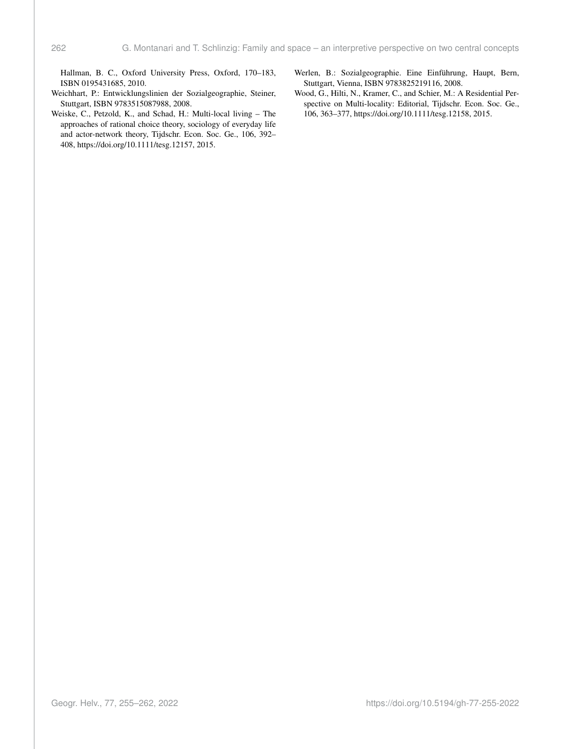Hallman, B. C., Oxford University Press, Oxford, 170–183, ISBN 0195431685, 2010.

Weichhart, P.: Entwicklungslinien der Sozialgeographie, Steiner, Stuttgart, ISBN 9783515087988, 2008.

Weiske, C., Petzold, K., and Schad, H.: Multi-local living – The approaches of rational choice theory, sociology of everyday life and actor-network theory, Tijdschr. Econ. Soc. Ge., 106, 392–408, https://doi.org/10.1111/tesg.12157, 2015.

Werlen, B.: Sozialgeographie. Eine Einführung, Haupt, Bern, Stuttgart, Vienna, ISBN 9783825219116, 2008.

Wood, G., Hilti, N., Kramer, C., and Schier, M.: A Residential Perspective on Multi-locality: Editorial, Tijdschr. Econ. Soc. Ge., 106, 363–377, https://doi.org/10.1111/tesg.12158, 2015.